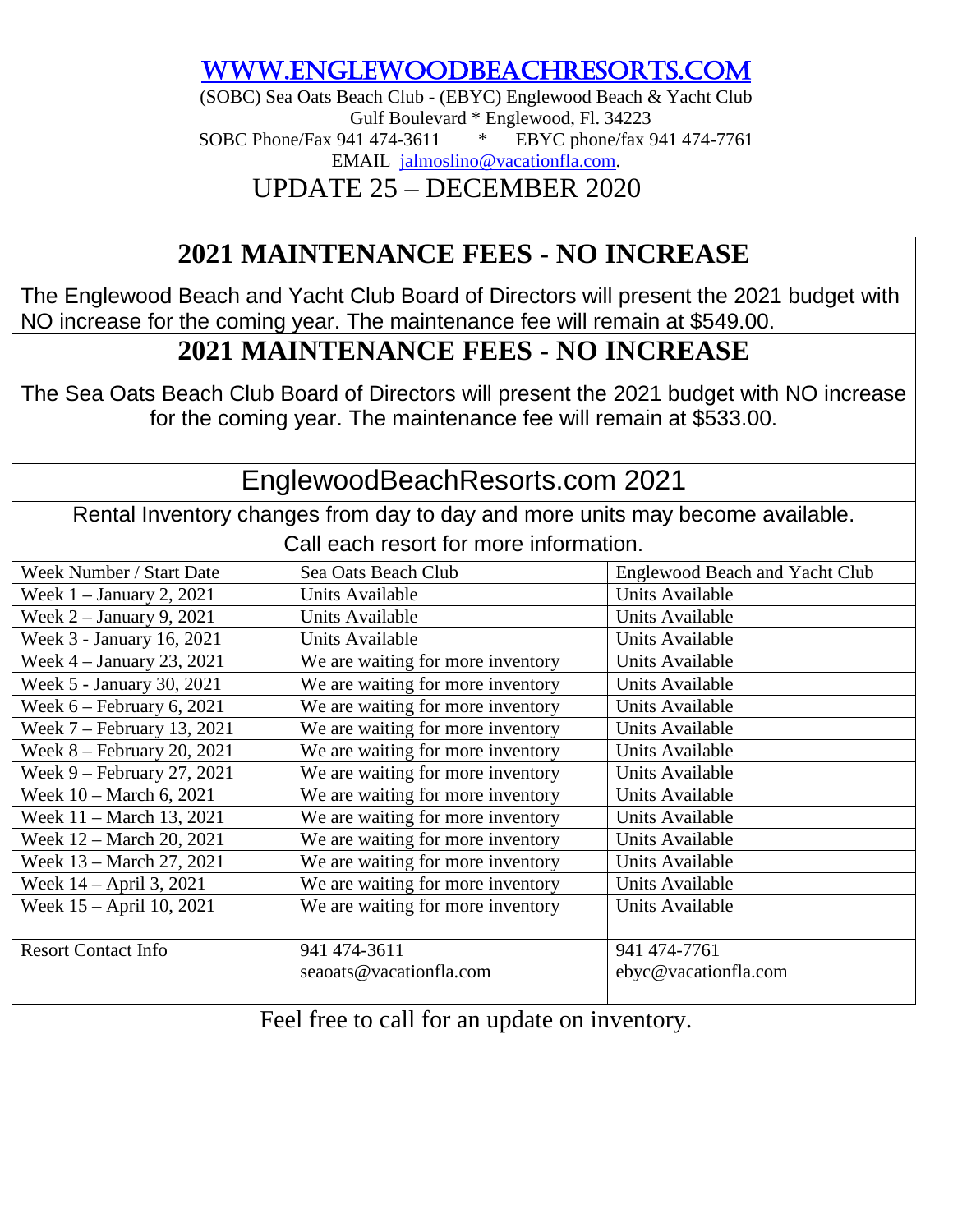# WWW.ENGLEWOODBEACHRESORTS.COM

(SOBC) Sea Oats Beach Club - (EBYC) Englewood Beach & Yacht Club
Gulf Boulevard * Englewood, Fl. 34223
SOBC Phone/Fax 941 474-3611 * EBYC phone/fax 941 474-7761
EMAIL jalmoslino@vacationfla.com.

## UPDATE 25 – DECEMBER 2020

## 2021 MAINTENANCE FEES - NO INCREASE

The Englewood Beach and Yacht Club Board of Directors will present the 2021 budget with NO increase for the coming year. The maintenance fee will remain at $549.00.

## 2021 MAINTENANCE FEES - NO INCREASE

The Sea Oats Beach Club Board of Directors will present the 2021 budget with NO increase for the coming year. The maintenance fee will remain at $533.00.

## EnglewoodBeachResorts.com 2021

Rental Inventory changes from day to day and more units may become available.

Call each resort for more information.

| Week Number / Start Date | Sea Oats Beach Club | Englewood Beach and Yacht Club |
|---|---|---|
| Week 1 – January 2, 2021 | Units Available | Units Available |
| Week 2 – January 9, 2021 | Units Available | Units Available |
| Week 3 - January 16, 2021 | Units Available | Units Available |
| Week 4 – January 23, 2021 | We are waiting for more inventory | Units Available |
| Week 5 - January 30, 2021 | We are waiting for more inventory | Units Available |
| Week 6 – February 6, 2021 | We are waiting for more inventory | Units Available |
| Week 7 – February 13, 2021 | We are waiting for more inventory | Units Available |
| Week 8 – February 20, 2021 | We are waiting for more inventory | Units Available |
| Week 9 – February 27, 2021 | We are waiting for more inventory | Units Available |
| Week 10 – March 6, 2021 | We are waiting for more inventory | Units Available |
| Week 11 – March 13, 2021 | We are waiting for more inventory | Units Available |
| Week 12 – March 20, 2021 | We are waiting for more inventory | Units Available |
| Week 13 – March 27, 2021 | We are waiting for more inventory | Units Available |
| Week 14 – April 3, 2021 | We are waiting for more inventory | Units Available |
| Week 15 – April 10, 2021 | We are waiting for more inventory | Units Available |
| | | |
| Resort Contact Info | 941 474-3611<br>seaoats@vacationfla.com | 941 474-7761<br>ebyc@vacationfla.com |

Feel free to call for an update on inventory.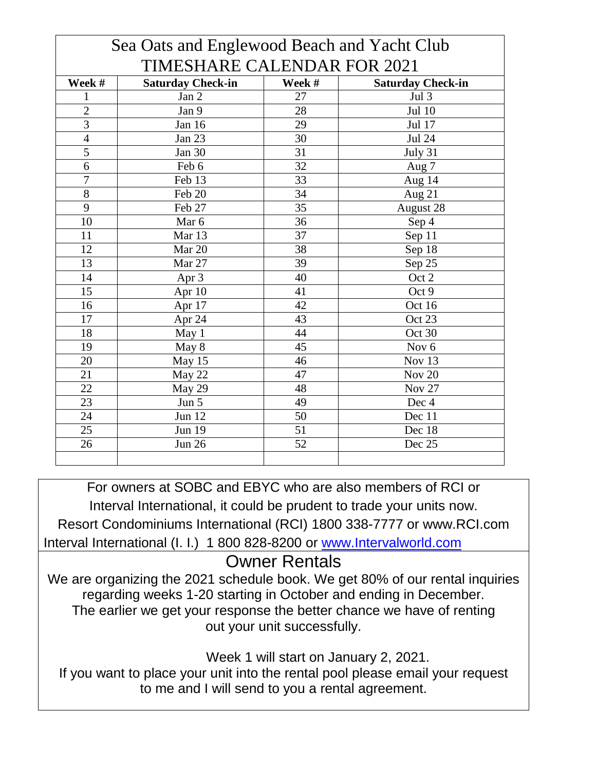# Sea Oats and Englewood Beach and Yacht Club
# TIMESHARE CALENDAR FOR 2021

| Week # | Saturday Check-in | Week # | Saturday Check-in |
|---|---|---|---|
| 1 | Jan 2 | 27 | Jul 3 |
| 2 | Jan 9 | 28 | Jul 10 |
| 3 | Jan 16 | 29 | Jul 17 |
| 4 | Jan 23 | 30 | Jul 24 |
| 5 | Jan 30 | 31 | July 31 |
| 6 | Feb 6 | 32 | Aug 7 |
| 7 | Feb 13 | 33 | Aug 14 |
| 8 | Feb 20 | 34 | Aug 21 |
| 9 | Feb 27 | 35 | August 28 |
| 10 | Mar 6 | 36 | Sep 4 |
| 11 | Mar 13 | 37 | Sep 11 |
| 12 | Mar 20 | 38 | Sep 18 |
| 13 | Mar 27 | 39 | Sep 25 |
| 14 | Apr 3 | 40 | Oct 2 |
| 15 | Apr 10 | 41 | Oct 9 |
| 16 | Apr 17 | 42 | Oct 16 |
| 17 | Apr 24 | 43 | Oct 23 |
| 18 | May 1 | 44 | Oct 30 |
| 19 | May 8 | 45 | Nov 6 |
| 20 | May 15 | 46 | Nov 13 |
| 21 | May 22 | 47 | Nov 20 |
| 22 | May 29 | 48 | Nov 27 |
| 23 | Jun 5 | 49 | Dec 4 |
| 24 | Jun 12 | 50 | Dec 11 |
| 25 | Jun 19 | 51 | Dec 18 |
| 26 | Jun 26 | 52 | Dec 25 |
| | | | |

For owners at SOBC and EBYC who are also members of RCI or Interval International, it could be prudent to trade your units now.
Resort Condominiums International (RCI) 1800 338-7777 or www.RCI.com
Interval International (I. I.) 1 800 828-8200 or www.Intervalworld.com

## Owner Rentals

We are organizing the 2021 schedule book. We get 80% of our rental inquiries regarding weeks 1-20 starting in October and ending in December. The earlier we get your response the better chance we have of renting out your unit successfully.

Week 1 will start on January 2, 2021.
If you want to place your unit into the rental pool please email your request to me and I will send to you a rental agreement.